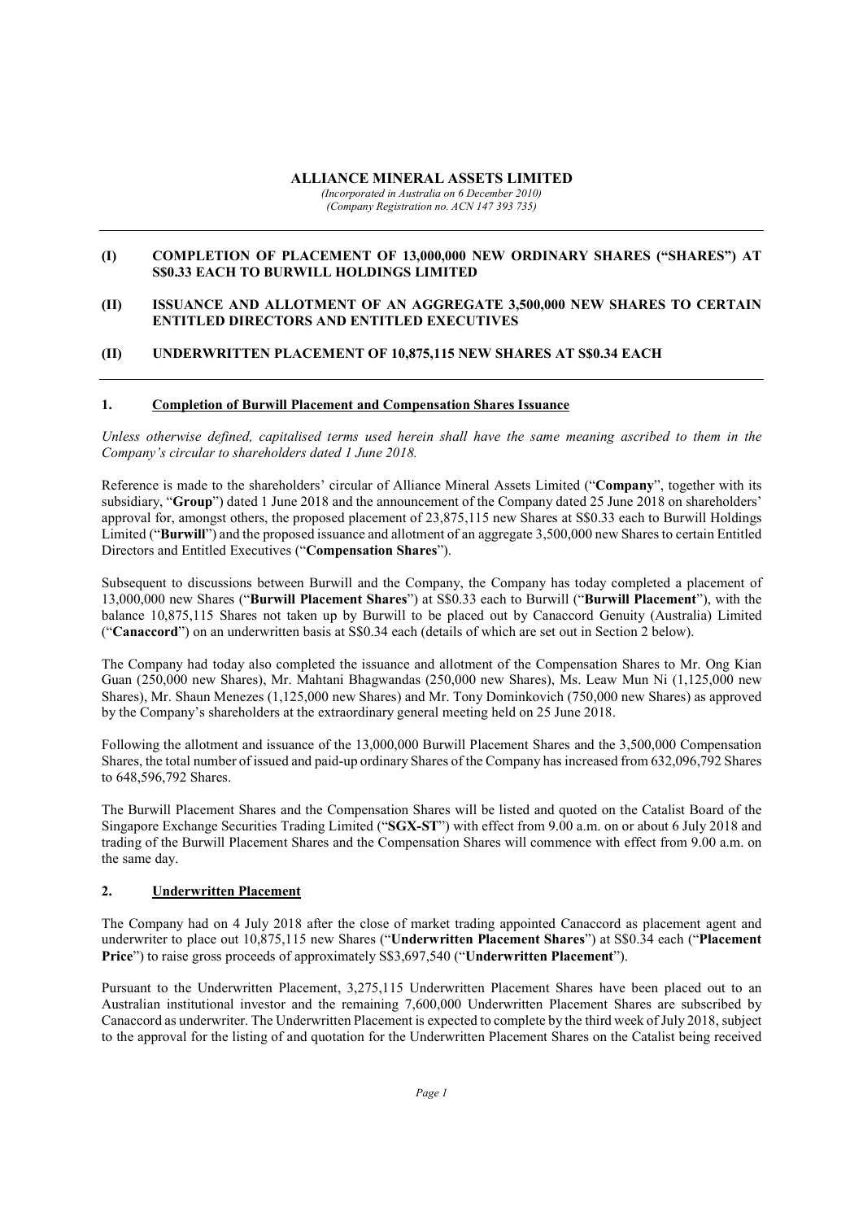**ALLIANCE MINERAL ASSETS LIMITED**

*(Incorporated in Australia on 6 December 2010)*
*(Company Registration no. ACN 147 393 735)*

---

**(I) COMPLETION OF PLACEMENT OF 13,000,000 NEW ORDINARY SHARES ("SHARES") AT S$0.33 EACH TO BURWILL HOLDINGS LIMITED**

**(II) ISSUANCE AND ALLOTMENT OF AN AGGREGATE 3,500,000 NEW SHARES TO CERTAIN ENTITLED DIRECTORS AND ENTITLED EXECUTIVES**

**(II) UNDERWRITTEN PLACEMENT OF 10,875,115 NEW SHARES AT S$0.34 EACH**

---

## 1. Completion of Burwill Placement and Compensation Shares Issuance

*Unless otherwise defined, capitalised terms used herein shall have the same meaning ascribed to them in the Company's circular to shareholders dated 1 June 2018.*

Reference is made to the shareholders' circular of Alliance Mineral Assets Limited ("**Company**", together with its subsidiary, "**Group**") dated 1 June 2018 and the announcement of the Company dated 25 June 2018 on shareholders' approval for, amongst others, the proposed placement of 23,875,115 new Shares at S$0.33 each to Burwill Holdings Limited ("**Burwill**") and the proposed issuance and allotment of an aggregate 3,500,000 new Shares to certain Entitled Directors and Entitled Executives ("**Compensation Shares**").

Subsequent to discussions between Burwill and the Company, the Company has today completed a placement of 13,000,000 new Shares ("**Burwill Placement Shares**") at S$0.33 each to Burwill ("**Burwill Placement**"), with the balance 10,875,115 Shares not taken up by Burwill to be placed out by Canaccord Genuity (Australia) Limited ("**Canaccord**") on an underwritten basis at S$0.34 each (details of which are set out in Section 2 below).

The Company had today also completed the issuance and allotment of the Compensation Shares to Mr. Ong Kian Guan (250,000 new Shares), Mr. Mahtani Bhagwandas (250,000 new Shares), Ms. Leaw Mun Ni (1,125,000 new Shares), Mr. Shaun Menezes (1,125,000 new Shares) and Mr. Tony Dominkovich (750,000 new Shares) as approved by the Company's shareholders at the extraordinary general meeting held on 25 June 2018.

Following the allotment and issuance of the 13,000,000 Burwill Placement Shares and the 3,500,000 Compensation Shares, the total number of issued and paid-up ordinary Shares of the Company has increased from 632,096,792 Shares to 648,596,792 Shares.

The Burwill Placement Shares and the Compensation Shares will be listed and quoted on the Catalist Board of the Singapore Exchange Securities Trading Limited ("**SGX-ST**") with effect from 9.00 a.m. on or about 6 July 2018 and trading of the Burwill Placement Shares and the Compensation Shares will commence with effect from 9.00 a.m. on the same day.

## 2. Underwritten Placement

The Company had on 4 July 2018 after the close of market trading appointed Canaccord as placement agent and underwriter to place out 10,875,115 new Shares ("**Underwritten Placement Shares**") at S$0.34 each ("**Placement Price**") to raise gross proceeds of approximately S$3,697,540 ("**Underwritten Placement**").

Pursuant to the Underwritten Placement, 3,275,115 Underwritten Placement Shares have been placed out to an Australian institutional investor and the remaining 7,600,000 Underwritten Placement Shares are subscribed by Canaccord as underwriter. The Underwritten Placement is expected to complete by the third week of July 2018, subject to the approval for the listing of and quotation for the Underwritten Placement Shares on the Catalist being received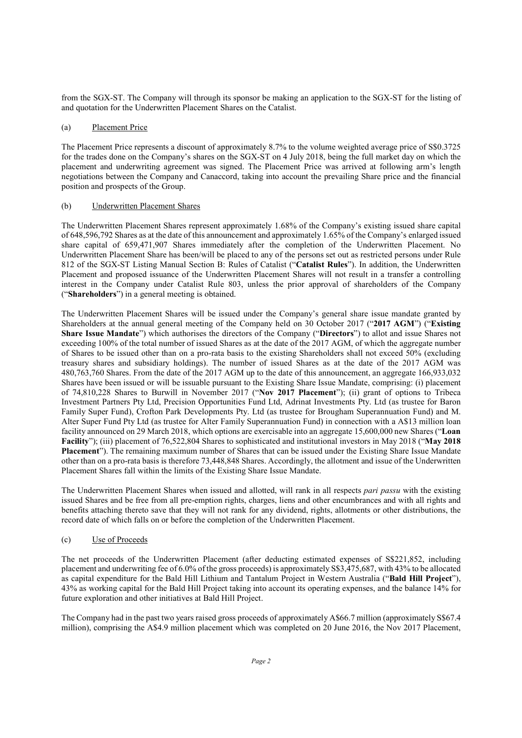from the SGX-ST. The Company will through its sponsor be making an application to the SGX-ST for the listing of and quotation for the Underwritten Placement Shares on the Catalist.

(a) Placement Price

The Placement Price represents a discount of approximately 8.7% to the volume weighted average price of S$0.3725 for the trades done on the Company's shares on the SGX-ST on 4 July 2018, being the full market day on which the placement and underwriting agreement was signed. The Placement Price was arrived at following arm's length negotiations between the Company and Canaccord, taking into account the prevailing Share price and the financial position and prospects of the Group.

(b) Underwritten Placement Shares

The Underwritten Placement Shares represent approximately 1.68% of the Company's existing issued share capital of 648,596,792 Shares as at the date of this announcement and approximately 1.65% of the Company's enlarged issued share capital of 659,471,907 Shares immediately after the completion of the Underwritten Placement. No Underwritten Placement Share has been/will be placed to any of the persons set out as restricted persons under Rule 812 of the SGX-ST Listing Manual Section B: Rules of Catalist ("**Catalist Rules**"). In addition, the Underwritten Placement and proposed issuance of the Underwritten Placement Shares will not result in a transfer a controlling interest in the Company under Catalist Rule 803, unless the prior approval of shareholders of the Company ("**Shareholders**") in a general meeting is obtained.

The Underwritten Placement Shares will be issued under the Company's general share issue mandate granted by Shareholders at the annual general meeting of the Company held on 30 October 2017 ("**2017 AGM**") ("**Existing Share Issue Mandate**") which authorises the directors of the Company ("**Directors**") to allot and issue Shares not exceeding 100% of the total number of issued Shares as at the date of the 2017 AGM, of which the aggregate number of Shares to be issued other than on a pro-rata basis to the existing Shareholders shall not exceed 50% (excluding treasury shares and subsidiary holdings). The number of issued Shares as at the date of the 2017 AGM was 480,763,760 Shares. From the date of the 2017 AGM up to the date of this announcement, an aggregate 166,933,032 Shares have been issued or will be issuable pursuant to the Existing Share Issue Mandate, comprising: (i) placement of 74,810,228 Shares to Burwill in November 2017 ("**Nov 2017 Placement**"); (ii) grant of options to Tribeca Investment Partners Pty Ltd, Precision Opportunities Fund Ltd, Adrinat Investments Pty. Ltd (as trustee for Baron Family Super Fund), Crofton Park Developments Pty. Ltd (as trustee for Brougham Superannuation Fund) and M. Alter Super Fund Pty Ltd (as trustee for Alter Family Superannuation Fund) in connection with a A$13 million loan facility announced on 29 March 2018, which options are exercisable into an aggregate 15,600,000 new Shares ("**Loan Facility**"); (iii) placement of 76,522,804 Shares to sophisticated and institutional investors in May 2018 ("**May 2018 Placement**"). The remaining maximum number of Shares that can be issued under the Existing Share Issue Mandate other than on a pro-rata basis is therefore 73,448,848 Shares. Accordingly, the allotment and issue of the Underwritten Placement Shares fall within the limits of the Existing Share Issue Mandate.

The Underwritten Placement Shares when issued and allotted, will rank in all respects *pari passu* with the existing issued Shares and be free from all pre-emption rights, charges, liens and other encumbrances and with all rights and benefits attaching thereto save that they will not rank for any dividend, rights, allotments or other distributions, the record date of which falls on or before the completion of the Underwritten Placement.

(c) Use of Proceeds

The net proceeds of the Underwritten Placement (after deducting estimated expenses of S$221,852, including placement and underwriting fee of 6.0% of the gross proceeds) is approximately S$3,475,687, with 43% to be allocated as capital expenditure for the Bald Hill Lithium and Tantalum Project in Western Australia ("**Bald Hill Project**"), 43% as working capital for the Bald Hill Project taking into account its operating expenses, and the balance 14% for future exploration and other initiatives at Bald Hill Project.

The Company had in the past two years raised gross proceeds of approximately A$66.7 million (approximately S$67.4 million), comprising the A$4.9 million placement which was completed on 20 June 2016, the Nov 2017 Placement,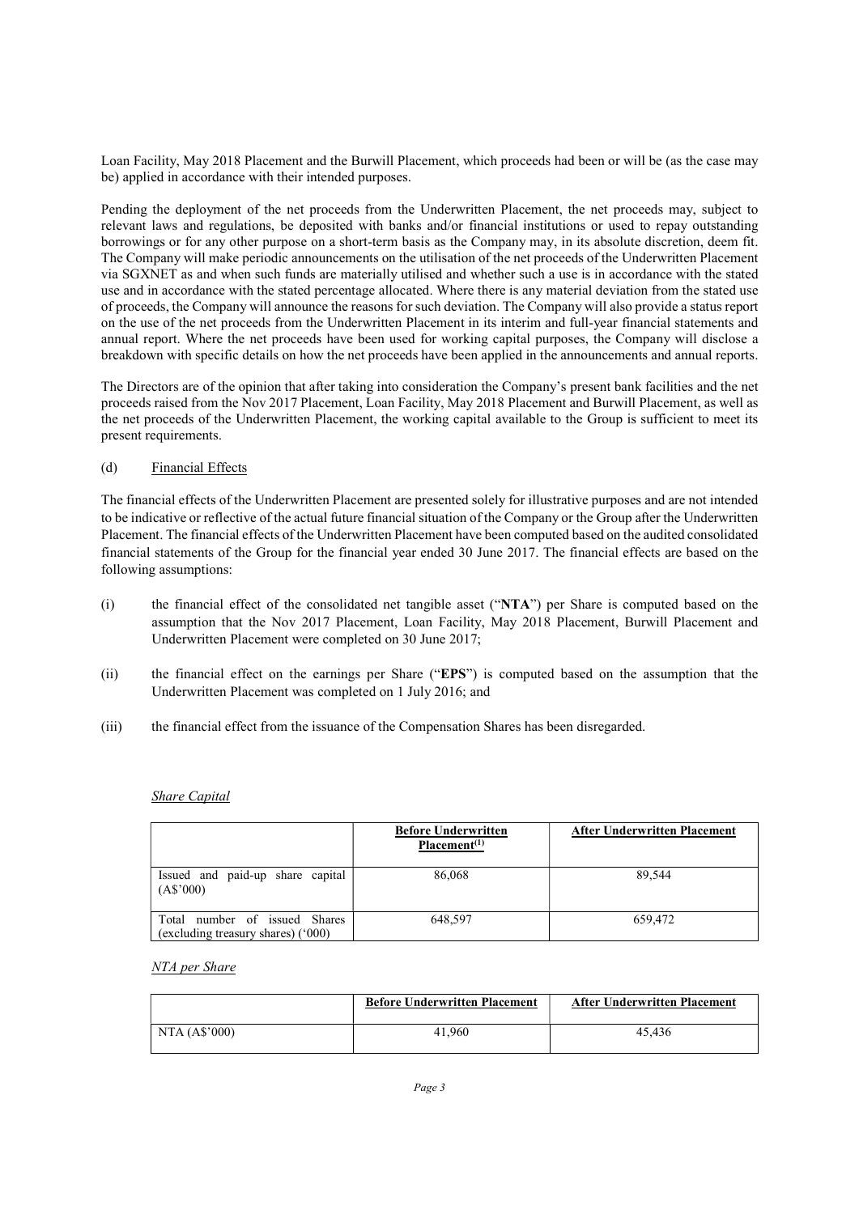Loan Facility, May 2018 Placement and the Burwill Placement, which proceeds had been or will be (as the case may be) applied in accordance with their intended purposes.

Pending the deployment of the net proceeds from the Underwritten Placement, the net proceeds may, subject to relevant laws and regulations, be deposited with banks and/or financial institutions or used to repay outstanding borrowings or for any other purpose on a short-term basis as the Company may, in its absolute discretion, deem fit. The Company will make periodic announcements on the utilisation of the net proceeds of the Underwritten Placement via SGXNET as and when such funds are materially utilised and whether such a use is in accordance with the stated use and in accordance with the stated percentage allocated. Where there is any material deviation from the stated use of proceeds, the Company will announce the reasons for such deviation. The Company will also provide a status report on the use of the net proceeds from the Underwritten Placement in its interim and full-year financial statements and annual report. Where the net proceeds have been used for working capital purposes, the Company will disclose a breakdown with specific details on how the net proceeds have been applied in the announcements and annual reports.

The Directors are of the opinion that after taking into consideration the Company's present bank facilities and the net proceeds raised from the Nov 2017 Placement, Loan Facility, May 2018 Placement and Burwill Placement, as well as the net proceeds of the Underwritten Placement, the working capital available to the Group is sufficient to meet its present requirements.

(d) Financial Effects

The financial effects of the Underwritten Placement are presented solely for illustrative purposes and are not intended to be indicative or reflective of the actual future financial situation of the Company or the Group after the Underwritten Placement. The financial effects of the Underwritten Placement have been computed based on the audited consolidated financial statements of the Group for the financial year ended 30 June 2017. The financial effects are based on the following assumptions:

(i) the financial effect of the consolidated net tangible asset ("**NTA**") per Share is computed based on the assumption that the Nov 2017 Placement, Loan Facility, May 2018 Placement, Burwill Placement and Underwritten Placement were completed on 30 June 2017;

(ii) the financial effect on the earnings per Share ("**EPS**") is computed based on the assumption that the Underwritten Placement was completed on 1 July 2016; and

(iii) the financial effect from the issuance of the Compensation Shares has been disregarded.

*Share Capital*

| | **Before Underwritten Placement[(1)]** | **After Underwritten Placement** |
|---|---|---|
| Issued and paid-up share capital (A$'000) | 86,068 | 89,544 |
| Total number of issued Shares (excluding treasury shares) ('000) | 648,597 | 659,472 |

*NTA per Share*

| | **Before Underwritten Placement** | **After Underwritten Placement** |
|---|---|---|
| NTA (A$'000) | 41,960 | 45,436 |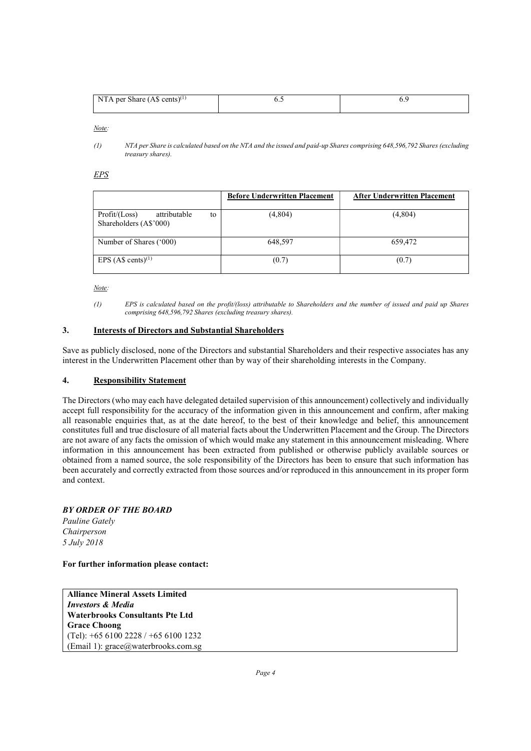| NTA per Share (A$ cents)[(1)] | 6.5 | 6.9 |
|---|---|---|

*Note:*

*(1) NTA per Share is calculated based on the NTA and the issued and paid-up Shares comprising 648,596,792 Shares (excluding treasury shares).*

*EPS*

| | Before Underwritten Placement | After Underwritten Placement |
|---|---|---|
| Profit/(Loss) attributable to Shareholders (A$'000) | (4,804) | (4,804) |
| Number of Shares ('000) | 648,597 | 659,472 |
| EPS (A$ cents)[(1)] | (0.7) | (0.7) |

*Note:*

*(1) EPS is calculated based on the profit/(loss) attributable to Shareholders and the number of issued and paid up Shares comprising 648,596,792 Shares (excluding treasury shares).*

## 3. Interests of Directors and Substantial Shareholders

Save as publicly disclosed, none of the Directors and substantial Shareholders and their respective associates has any interest in the Underwritten Placement other than by way of their shareholding interests in the Company.

## 4. Responsibility Statement

The Directors (who may each have delegated detailed supervision of this announcement) collectively and individually accept full responsibility for the accuracy of the information given in this announcement and confirm, after making all reasonable enquiries that, as at the date hereof, to the best of their knowledge and belief, this announcement constitutes full and true disclosure of all material facts about the Underwritten Placement and the Group. The Directors are not aware of any facts the omission of which would make any statement in this announcement misleading. Where information in this announcement has been extracted from published or otherwise publicly available sources or obtained from a named source, the sole responsibility of the Directors has been to ensure that such information has been accurately and correctly extracted from those sources and/or reproduced in this announcement in its proper form and context.

***BY ORDER OF THE BOARD***
*Pauline Gately*
*Chairperson*
*5 July 2018*

**For further information please contact:**

**Alliance Mineral Assets Limited**
***Investors & Media***
**Waterbrooks Consultants Pte Ltd**
**Grace Choong**
(Tel): +65 6100 2228 / +65 6100 1232
(Email 1): grace@waterbrooks.com.sg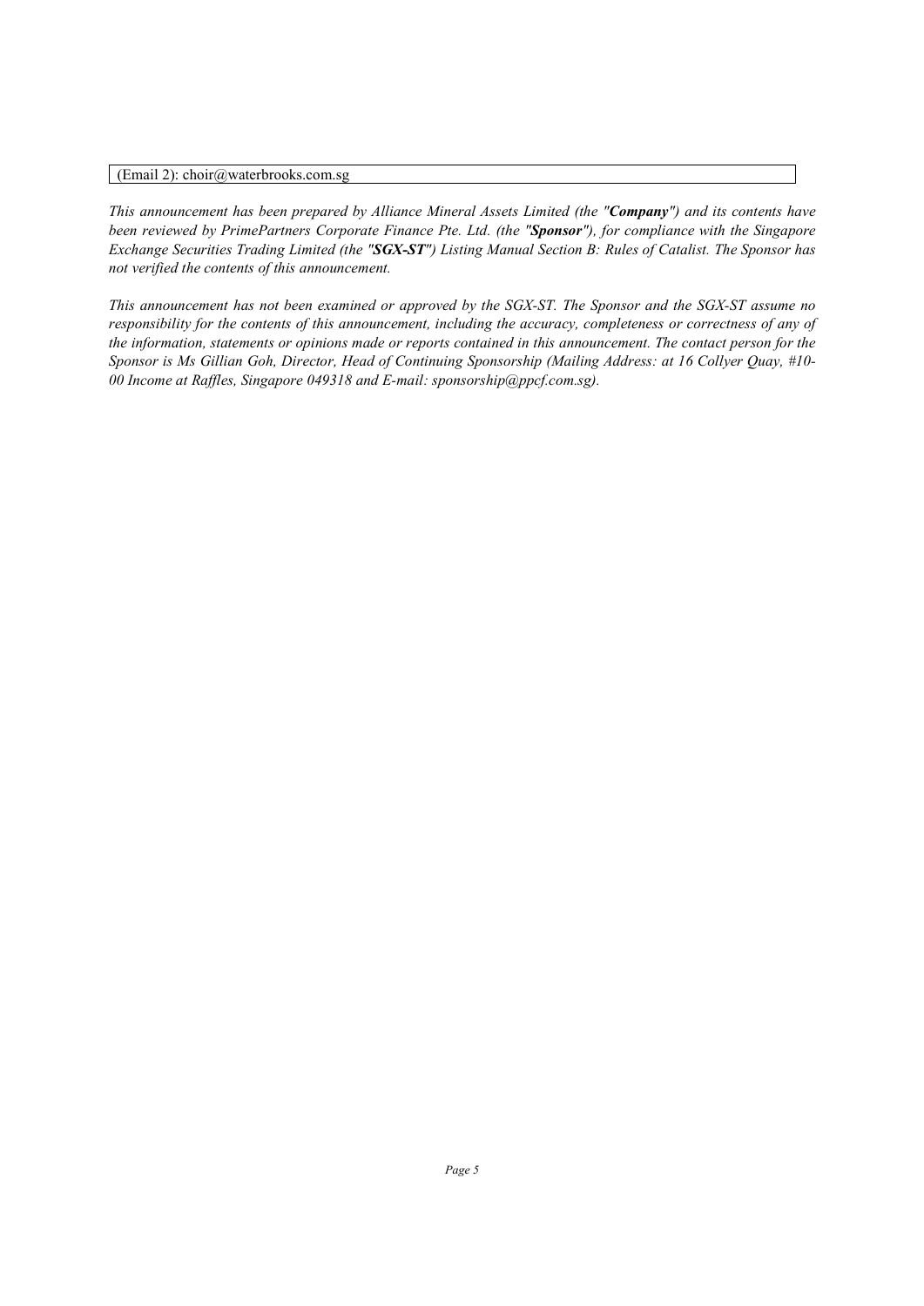| (Email 2): choir@waterbrooks.com.sg |
| --- |

*This announcement has been prepared by Alliance Mineral Assets Limited (the "**Company**") and its contents have been reviewed by PrimePartners Corporate Finance Pte. Ltd. (the "**Sponsor**"), for compliance with the Singapore Exchange Securities Trading Limited (the "**SGX-ST**") Listing Manual Section B: Rules of Catalist. The Sponsor has not verified the contents of this announcement.*

*This announcement has not been examined or approved by the SGX-ST. The Sponsor and the SGX-ST assume no responsibility for the contents of this announcement, including the accuracy, completeness or correctness of any of the information, statements or opinions made or reports contained in this announcement. The contact person for the Sponsor is Ms Gillian Goh, Director, Head of Continuing Sponsorship (Mailing Address: at 16 Collyer Quay, #10-00 Income at Raffles, Singapore 049318 and E-mail: sponsorship@ppcf.com.sg).*